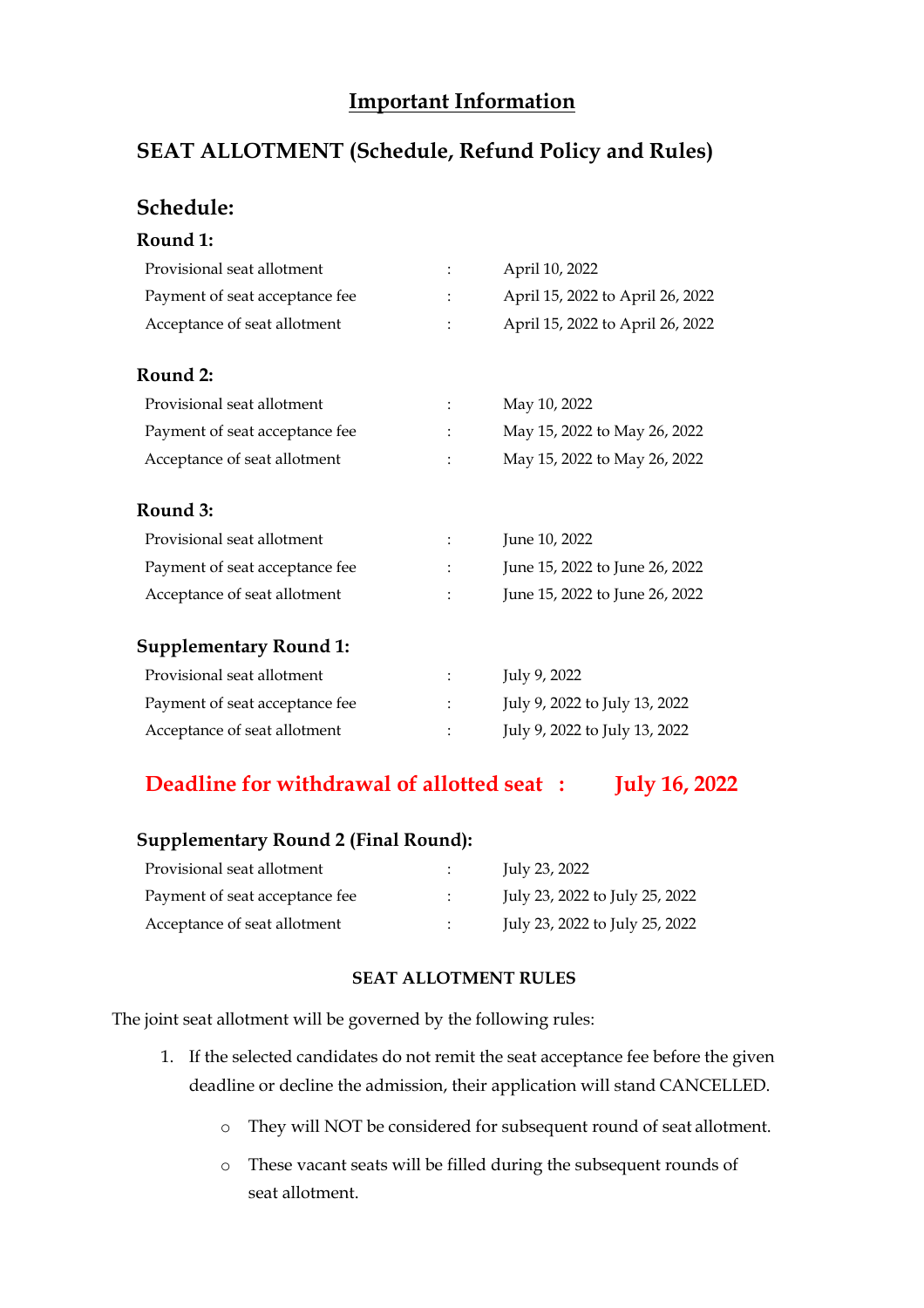# Important Information

## SEAT ALLOTMENT (Schedule, Refund Policy and Rules)

## Schedule:

### Round 1:

| | | |
|---|---|---|
| Provisional seat allotment | : | April 10, 2022 |
| Payment of seat acceptance fee | : | April 15, 2022 to April 26, 2022 |
| Acceptance of seat allotment | : | April 15, 2022 to April 26, 2022 |

### Round 2:

| | | |
|---|---|---|
| Provisional seat allotment | : | May 10, 2022 |
| Payment of seat acceptance fee | : | May 15, 2022 to May 26, 2022 |
| Acceptance of seat allotment | : | May 15, 2022 to May 26, 2022 |

### Round 3:

| | | |
|---|---|---|
| Provisional seat allotment | : | June 10, 2022 |
| Payment of seat acceptance fee | : | June 15, 2022 to June 26, 2022 |
| Acceptance of seat allotment | : | June 15, 2022 to June 26, 2022 |

### Supplementary Round 1:

| | | |
|---|---|---|
| Provisional seat allotment | : | July 9, 2022 |
| Payment of seat acceptance fee | : | July 9, 2022 to July 13, 2022 |
| Acceptance of seat allotment | : | July 9, 2022 to July 13, 2022 |

**Deadline for withdrawal of allotted seat : July 16, 2022**

### Supplementary Round 2 (Final Round):

| | | |
|---|---|---|
| Provisional seat allotment | : | July 23, 2022 |
| Payment of seat acceptance fee | : | July 23, 2022 to July 25, 2022 |
| Acceptance of seat allotment | : | July 23, 2022 to July 25, 2022 |

**SEAT ALLOTMENT RULES**

The joint seat allotment will be governed by the following rules:

1. If the selected candidates do not remit the seat acceptance fee before the given deadline or decline the admission, their application will stand CANCELLED.
   - They will NOT be considered for subsequent round of seat allotment.
   - These vacant seats will be filled during the subsequent rounds of seat allotment.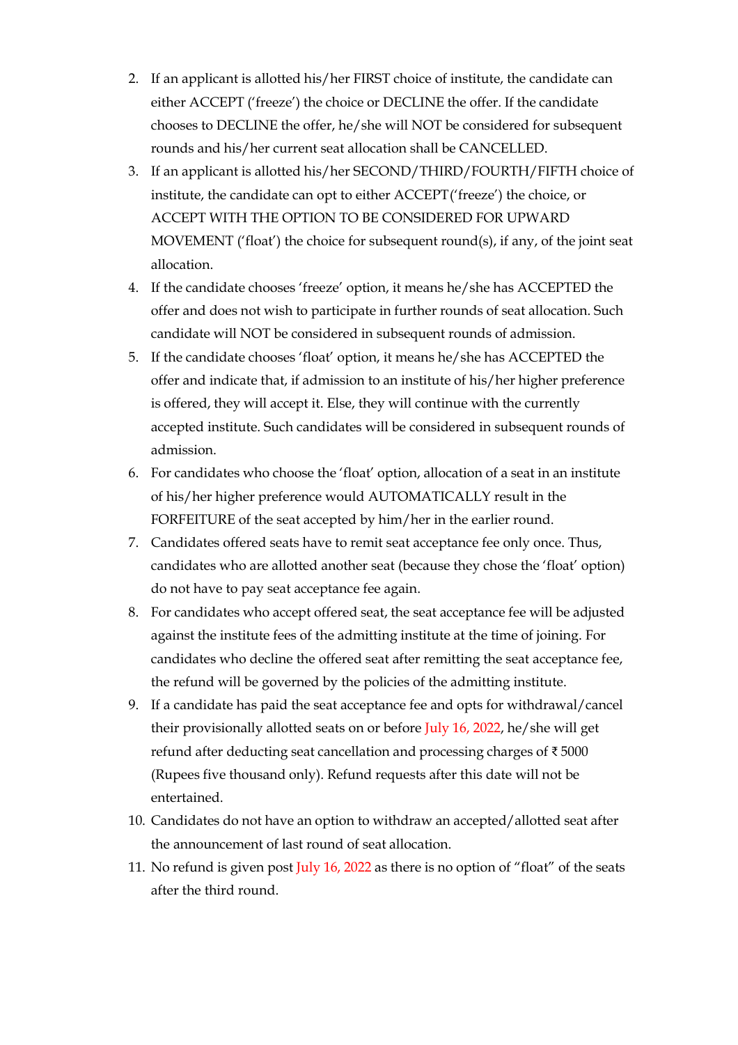2. If an applicant is allotted his/her FIRST choice of institute, the candidate can either ACCEPT ('freeze') the choice or DECLINE the offer. If the candidate chooses to DECLINE the offer, he/she will NOT be considered for subsequent rounds and his/her current seat allocation shall be CANCELLED.
3. If an applicant is allotted his/her SECOND/THIRD/FOURTH/FIFTH choice of institute, the candidate can opt to either ACCEPT('freeze') the choice, or ACCEPT WITH THE OPTION TO BE CONSIDERED FOR UPWARD MOVEMENT ('float') the choice for subsequent round(s), if any, of the joint seat allocation.
4. If the candidate chooses 'freeze' option, it means he/she has ACCEPTED the offer and does not wish to participate in further rounds of seat allocation. Such candidate will NOT be considered in subsequent rounds of admission.
5. If the candidate chooses 'float' option, it means he/she has ACCEPTED the offer and indicate that, if admission to an institute of his/her higher preference is offered, they will accept it. Else, they will continue with the currently accepted institute. Such candidates will be considered in subsequent rounds of admission.
6. For candidates who choose the 'float' option, allocation of a seat in an institute of his/her higher preference would AUTOMATICALLY result in the FORFEITURE of the seat accepted by him/her in the earlier round.
7. Candidates offered seats have to remit seat acceptance fee only once. Thus, candidates who are allotted another seat (because they chose the 'float' option) do not have to pay seat acceptance fee again.
8. For candidates who accept offered seat, the seat acceptance fee will be adjusted against the institute fees of the admitting institute at the time of joining. For candidates who decline the offered seat after remitting the seat acceptance fee, the refund will be governed by the policies of the admitting institute.
9. If a candidate has paid the seat acceptance fee and opts for withdrawal/cancel their provisionally allotted seats on or before July 16, 2022, he/she will get refund after deducting seat cancellation and processing charges of ₹ 5000 (Rupees five thousand only). Refund requests after this date will not be entertained.
10. Candidates do not have an option to withdraw an accepted/allotted seat after the announcement of last round of seat allocation.
11. No refund is given post July 16, 2022 as there is no option of "float" of the seats after the third round.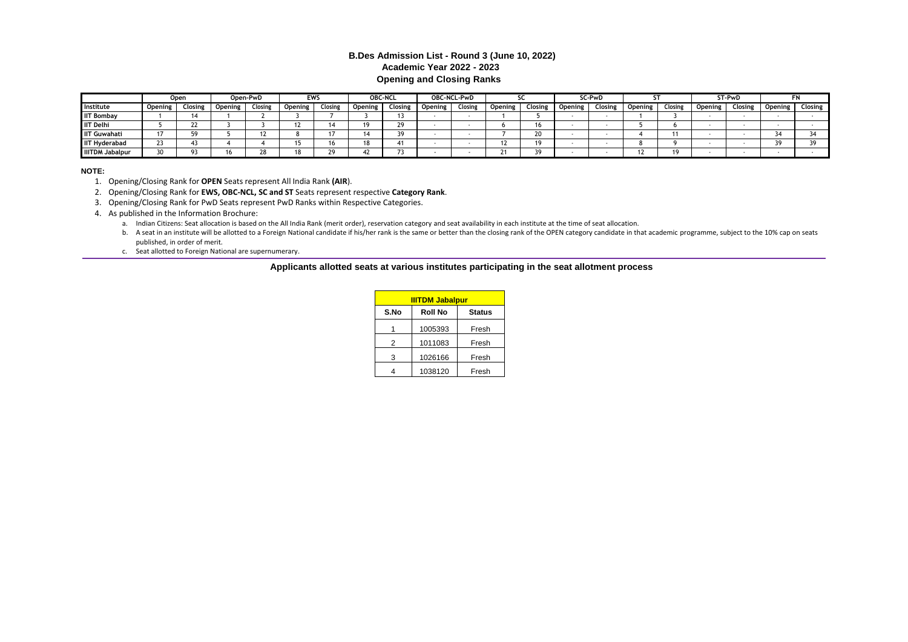# B.Des Admission List - Round 3 (June 10, 2022)
## Academic Year 2022 - 2023
## Opening and Closing Ranks

| | Open | | Open-PwD | | EWS | | OBC-NCL | | OBC-NCL-PwD | | SC | | SC-PwD | | ST | | ST-PwD | | FN | |
|---|---|---|---|---|---|---|---|---|---|---|---|---|---|---|---|---|---|---|---|---|
| **Institute** | **Opening** | **Closing** | **Opening** | **Closing** | **Opening** | **Closing** | **Opening** | **Closing** | **Opening** | **Closing** | **Opening** | **Closing** | **Opening** | **Closing** | **Opening** | **Closing** | **Opening** | **Closing** | **Opening** | **Closing** |
| **IIT Bombay** | 1 | 14 | 1 | 2 | 3 | 7 | 3 | 13 | - | - | 1 | 5 | - | - | 1 | 3 | - | - | - | - |
| **IIT Delhi** | 5 | 22 | 3 | 3 | 12 | 14 | 19 | 29 | - | - | 6 | 16 | - | - | 5 | 6 | - | - | - | - |
| **IIT Guwahati** | 17 | 59 | 5 | 12 | 8 | 17 | 14 | 39 | - | - | 7 | 20 | - | - | 4 | 11 | - | - | 34 | 34 |
| **IIT Hyderabad** | 23 | 43 | 4 | 4 | 15 | 16 | 18 | 41 | - | - | 12 | 19 | - | - | 8 | 9 | - | - | 39 | 39 |
| **IIITDM Jabalpur** | 30 | 93 | 16 | 28 | 18 | 29 | 42 | 73 | - | - | 21 | 39 | - | - | 12 | 19 | - | - | - | - |

**NOTE:**

1. Opening/Closing Rank for **OPEN** Seats represent All India Rank **(AIR**).
2. Opening/Closing Rank for **EWS, OBC-NCL, SC and ST** Seats represent respective **Category Rank**.
3. Opening/Closing Rank for PwD Seats represent PwD Ranks within Respective Categories.
4. As published in the Information Brochure:
   a. Indian Citizens: Seat allocation is based on the All India Rank (merit order), reservation category and seat availability in each institute at the time of seat allocation.
   b. A seat in an institute will be allotted to a Foreign National candidate if his/her rank is the same or better than the closing rank of the OPEN category candidate in that academic programme, subject to the 10% cap on seats published, in order of merit.
   c. Seat allotted to Foreign National are supernumerary.

## Applicants allotted seats at various institutes participating in the seat allotment process

| IIITDM Jabalpur | | |
|---|---|---|
| **S.No** | **Roll No** | **Status** |
| 1 | 1005393 | Fresh |
| 2 | 1011083 | Fresh |
| 3 | 1026166 | Fresh |
| 4 | 1038120 | Fresh |